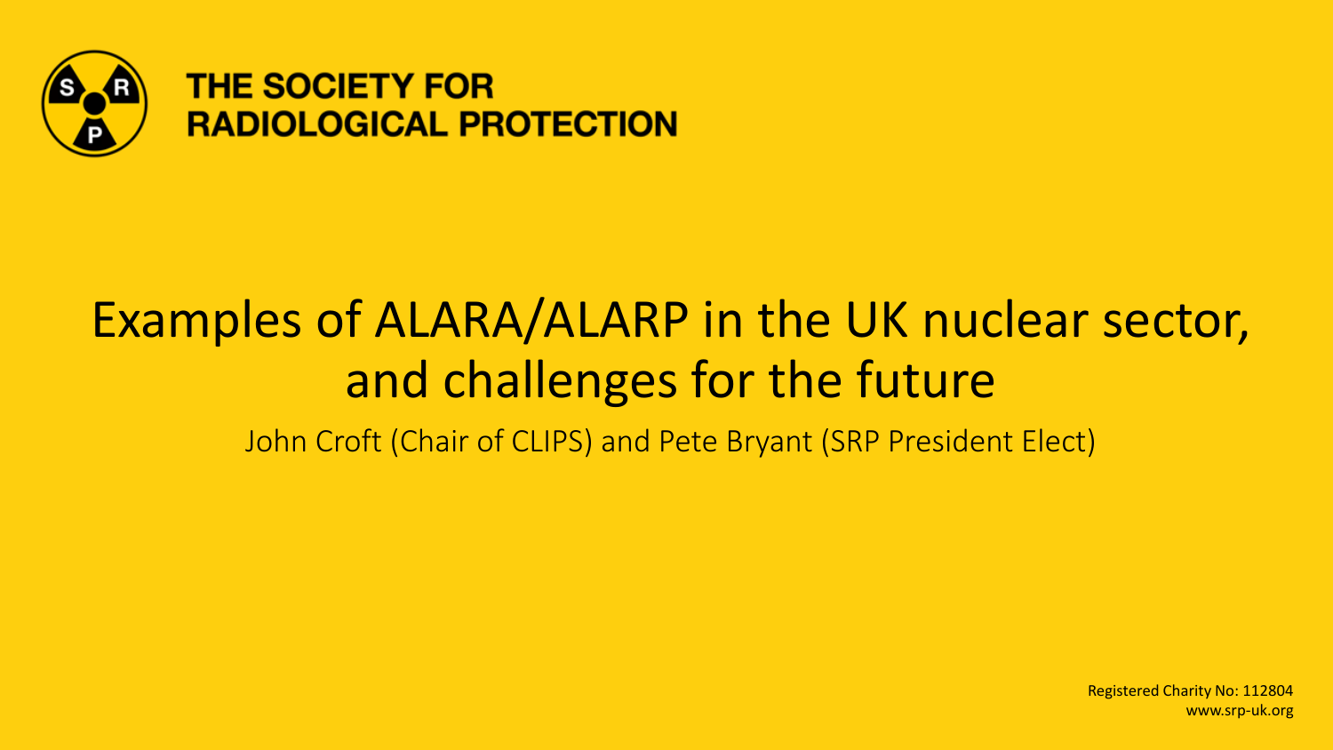**THE SOCIETY FOR RADIOLOGICAL PROTECTION**

# Examples of ALARA/ALARP in the UK nuclear sector, and challenges for the future

John Croft (Chair of CLIPS) and Pete Bryant (SRP President Elect)

Registered Charity No: 112804
www.srp-uk.org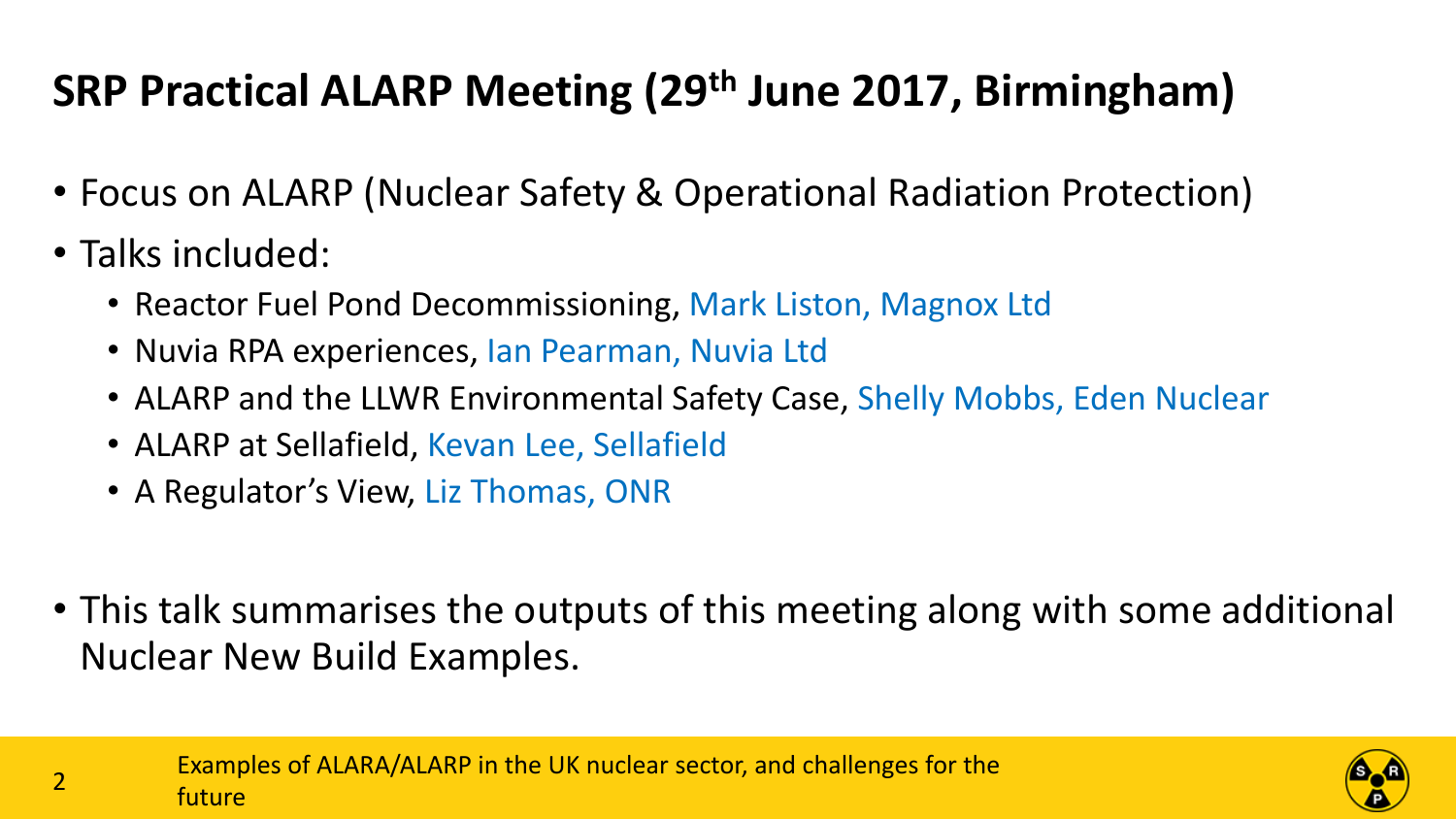# SRP Practical ALARP Meeting (29th June 2017, Birmingham)

- Focus on ALARP (Nuclear Safety & Operational Radiation Protection)
- Talks included:
  - Reactor Fuel Pond Decommissioning, Mark Liston, Magnox Ltd
  - Nuvia RPA experiences, Ian Pearman, Nuvia Ltd
  - ALARP and the LLWR Environmental Safety Case, Shelly Mobbs, Eden Nuclear
  - ALARP at Sellafield, Kevan Lee, Sellafield
  - A Regulator's View, Liz Thomas, ONR

- This talk summarises the outputs of this meeting along with some additional Nuclear New Build Examples.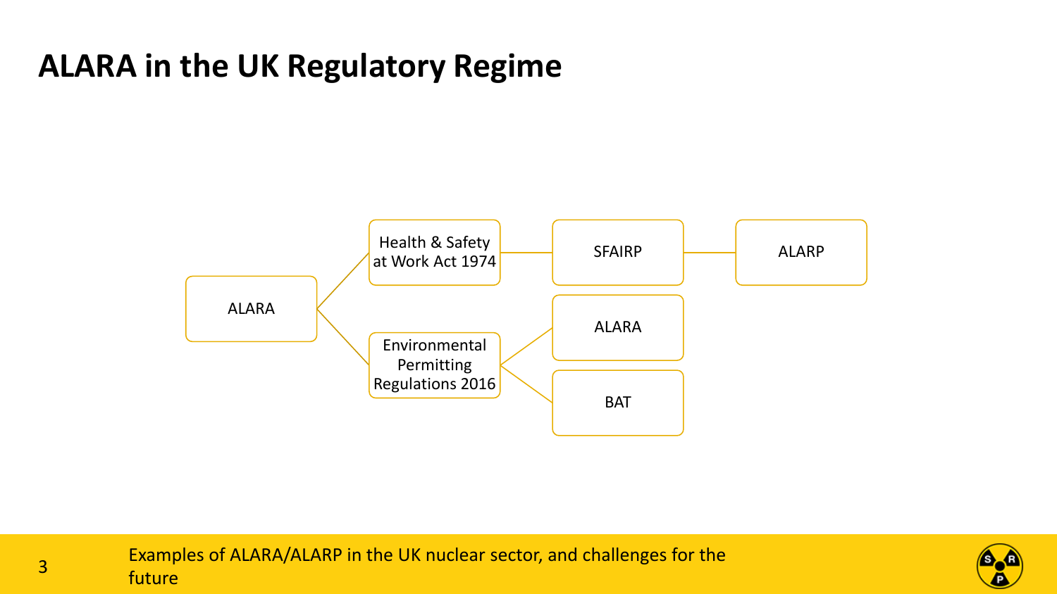# ALARA in the UK Regulatory Regime

- ALARA
  - Health & Safety at Work Act 1974
    - SFAIRP
      - ALARP
  - Environmental Permitting Regulations 2016
    - ALARA
    - BAT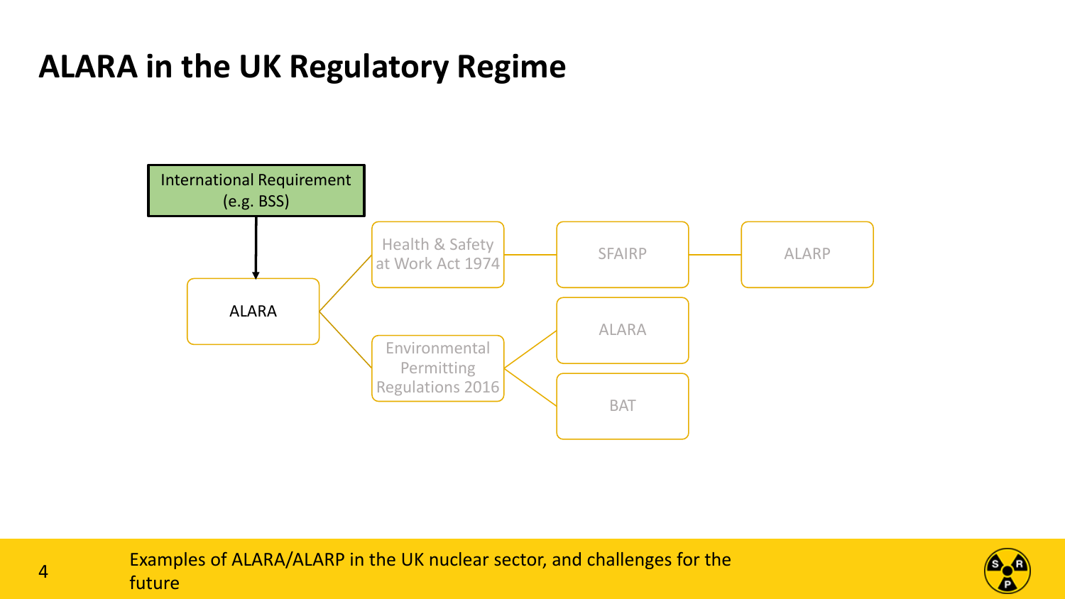# ALARA in the UK Regulatory Regime

International Requirement (e.g. BSS)

ALARA

Health & Safety at Work Act 1974

SFAIRP

ALARP

Environmental Permitting Regulations 2016

ALARA

BAT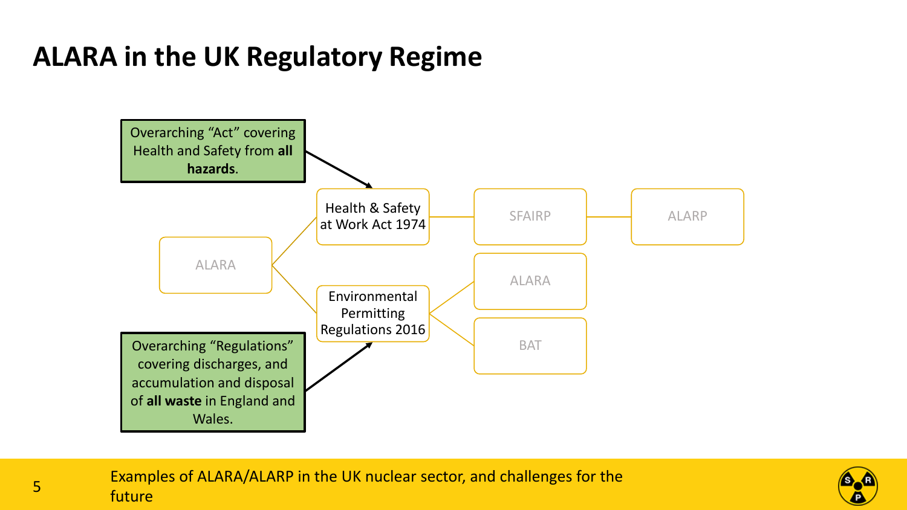# ALARA in the UK Regulatory Regime

Overarching “Act” covering Health and Safety from **all hazards**.

- ALARA
  - Health & Safety at Work Act 1974
    - SFAIRP
      - ALARP
  - Environmental Permitting Regulations 2016
    - ALARA
    - BAT

Overarching “Regulations” covering discharges, and accumulation and disposal of **all waste** in England and Wales.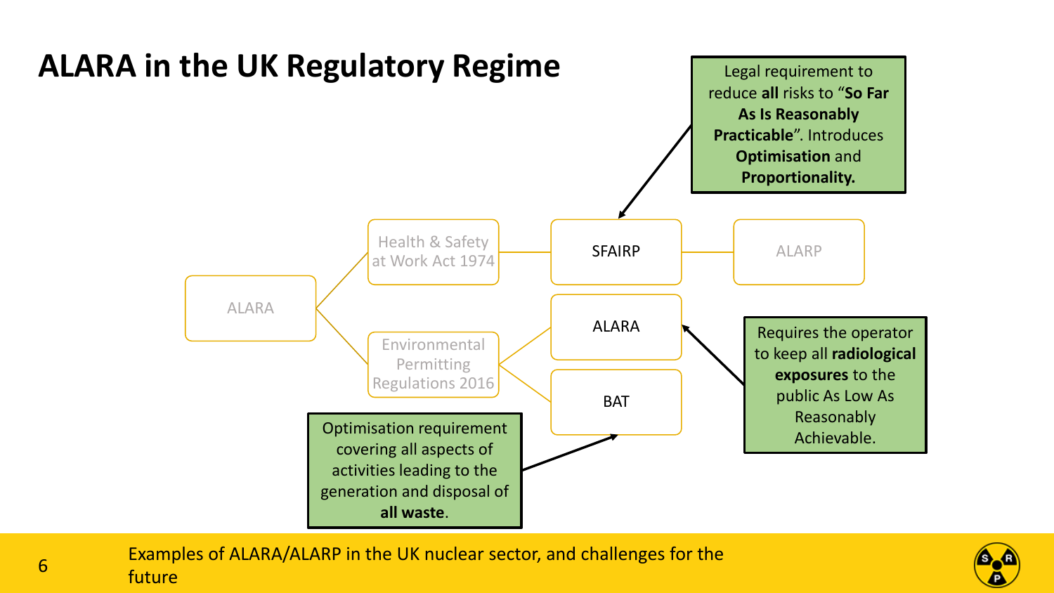# ALARA in the UK Regulatory Regime

ALARA

Health & Safety at Work Act 1974

SFAIRP

ALARP

Environmental Permitting Regulations 2016

ALARA

BAT

Legal requirement to reduce **all** risks to "**So Far As Is Reasonably Practicable**". Introduces **Optimisation** and **Proportionality.**

Requires the operator to keep all **radiological exposures** to the public As Low As Reasonably Achievable.

Optimisation requirement covering all aspects of activities leading to the generation and disposal of **all waste**.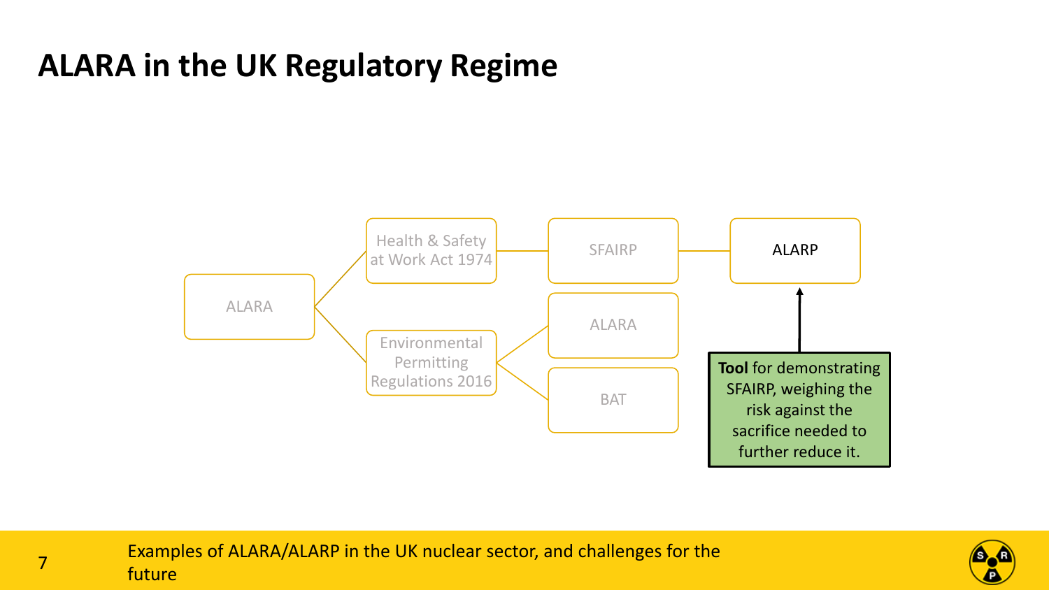# ALARA in the UK Regulatory Regime

- ALARA
  - Health & Safety at Work Act 1974
    - SFAIRP
      - ALARP
  - Environmental Permitting Regulations 2016
    - ALARA
    - BAT

**Tool** for demonstrating SFAIRP, weighing the risk against the sacrifice needed to further reduce it.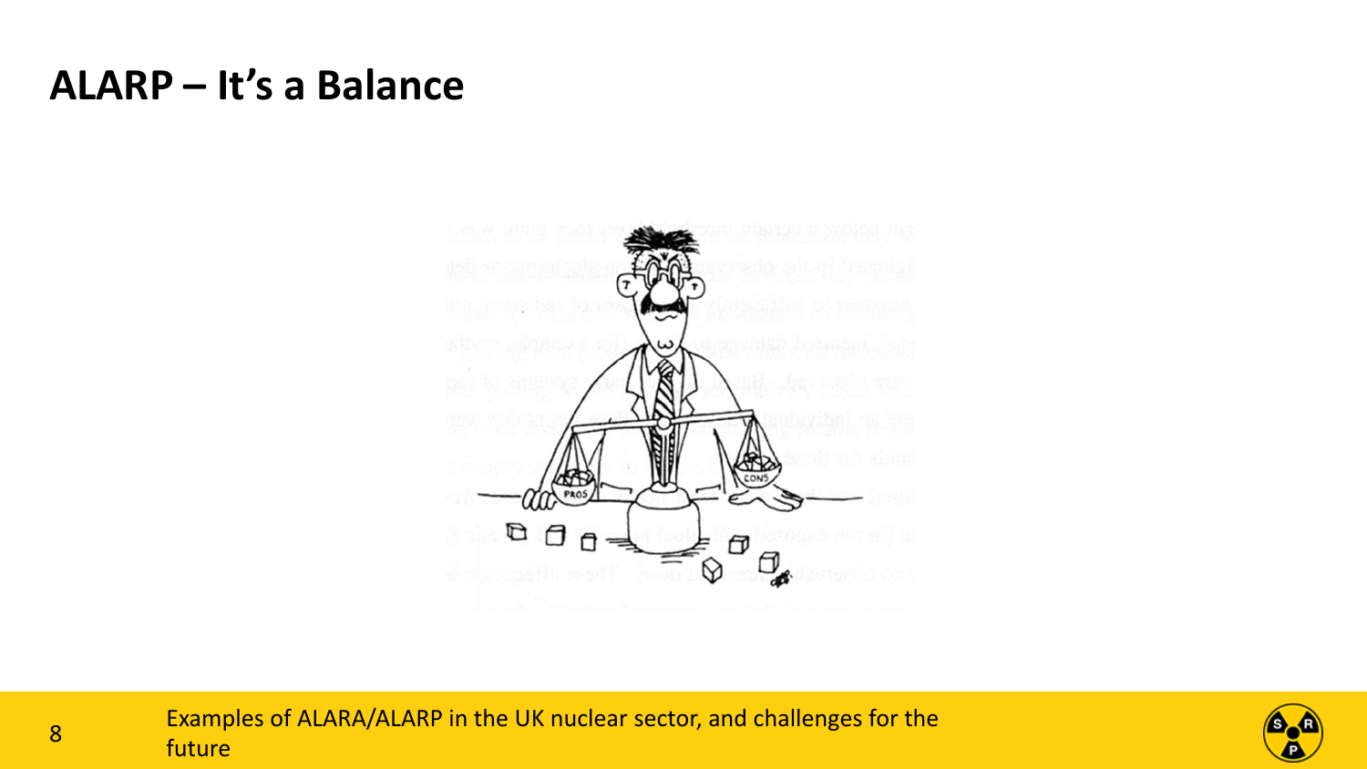# ALARP – It's a Balance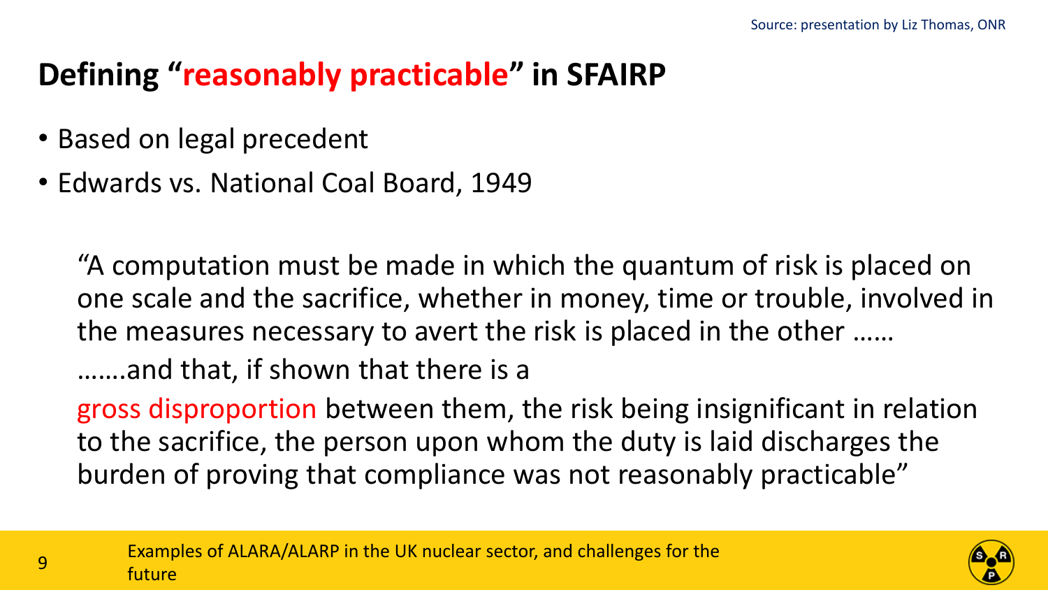Source: presentation by Liz Thomas, ONR

# Defining "reasonably practicable" in SFAIRP

- Based on legal precedent
- Edwards vs. National Coal Board, 1949

"A computation must be made in which the quantum of risk is placed on one scale and the sacrifice, whether in money, time or trouble, involved in the measures necessary to avert the risk is placed in the other ……

…….and that, if shown that there is a

gross disproportion between them, the risk being insignificant in relation to the sacrifice, the person upon whom the duty is laid discharges the burden of proving that compliance was not reasonably practicable"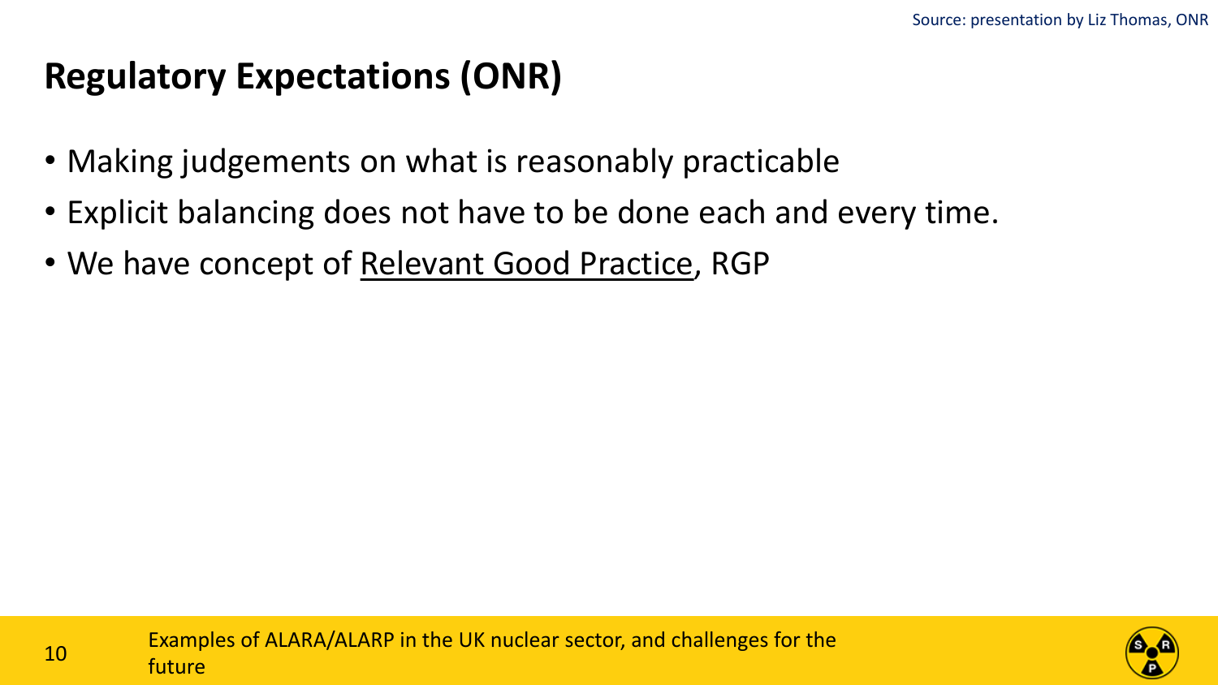Source: presentation by Liz Thomas, ONR

# Regulatory Expectations (ONR)

- Making judgements on what is reasonably practicable
- Explicit balancing does not have to be done each and every time.
- We have concept of <u>Relevant Good Practice</u>, RGP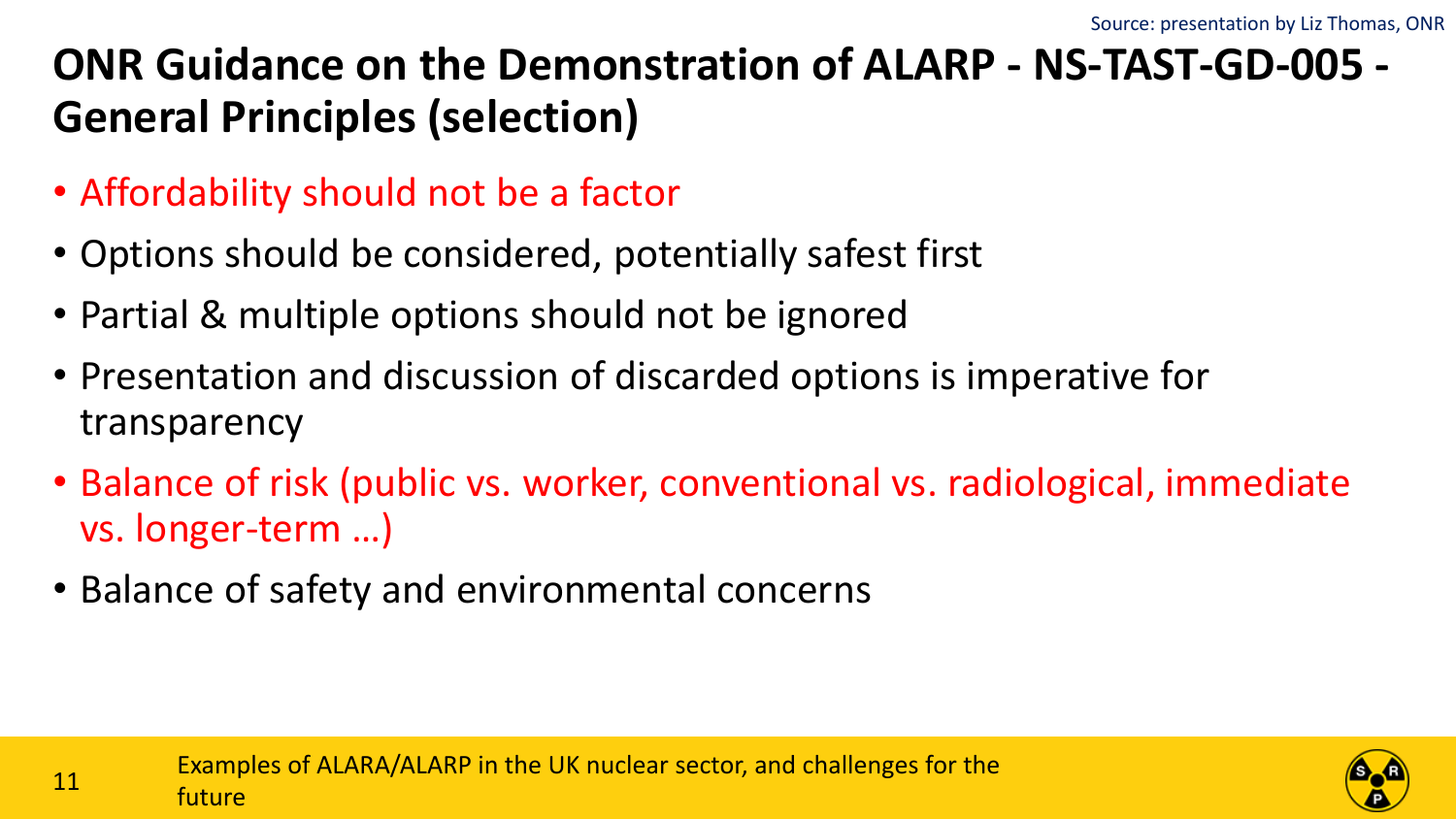Source: presentation by Liz Thomas, ONR

# ONR Guidance on the Demonstration of ALARP - NS-TAST-GD-005 - General Principles (selection)

- Affordability should not be a factor
- Options should be considered, potentially safest first
- Partial & multiple options should not be ignored
- Presentation and discussion of discarded options is imperative for transparency
- Balance of risk (public vs. worker, conventional vs. radiological, immediate vs. longer-term …)
- Balance of safety and environmental concerns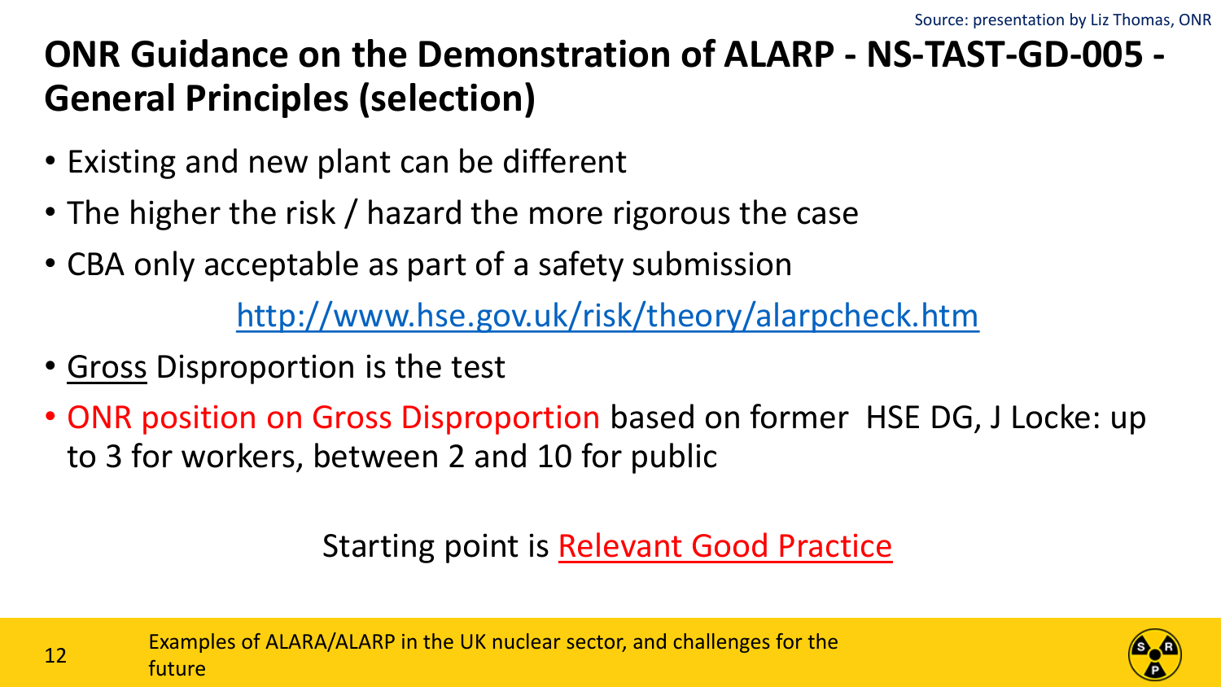Source: presentation by Liz Thomas, ONR

# ONR Guidance on the Demonstration of ALARP - NS-TAST-GD-005 - General Principles (selection)

- Existing and new plant can be different
- The higher the risk / hazard the more rigorous the case
- CBA only acceptable as part of a safety submission

  http://www.hse.gov.uk/risk/theory/alarpcheck.htm

- Gross Disproportion is the test
- ONR position on Gross Disproportion based on former HSE DG, J Locke: up to 3 for workers, between 2 and 10 for public

Starting point is Relevant Good Practice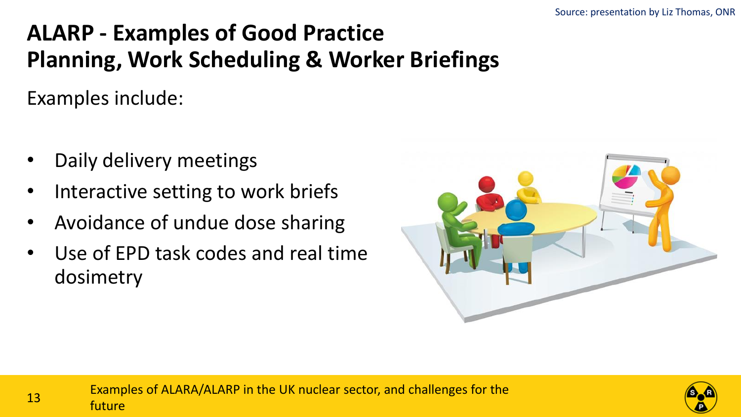Source: presentation by Liz Thomas, ONR

# ALARP - Examples of Good Practice Planning, Work Scheduling & Worker Briefings

Examples include:

- Daily delivery meetings
- Interactive setting to work briefs
- Avoidance of undue dose sharing
- Use of EPD task codes and real time dosimetry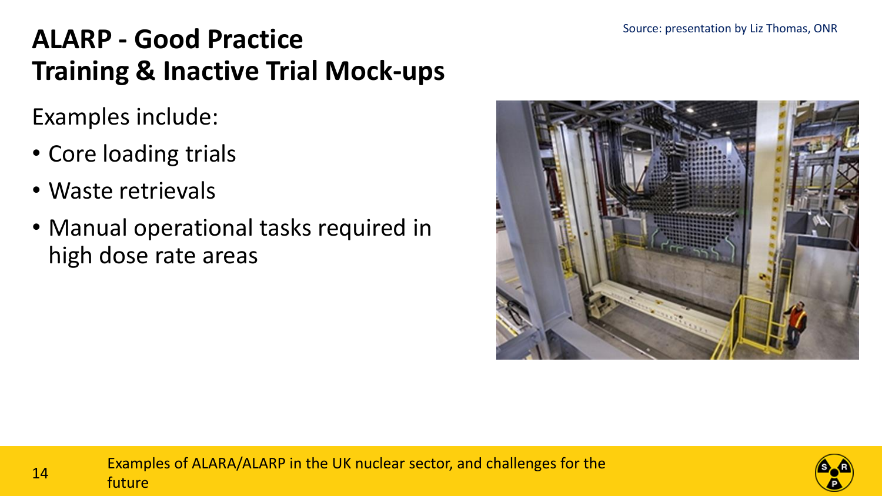# ALARP - Good Practice Training & Inactive Trial Mock-ups

Source: presentation by Liz Thomas, ONR

Examples include:

- Core loading trials
- Waste retrievals
- Manual operational tasks required in high dose rate areas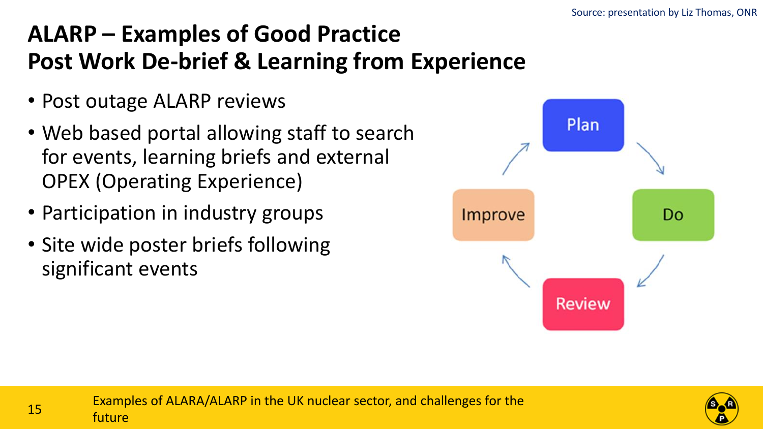Source: presentation by Liz Thomas, ONR

# ALARP – Examples of Good Practice
# Post Work De-brief & Learning from Experience

- Post outage ALARP reviews
- Web based portal allowing staff to search for events, learning briefs and external OPEX (Operating Experience)
- Participation in industry groups
- Site wide poster briefs following significant events

Plan → Do → Review → Improve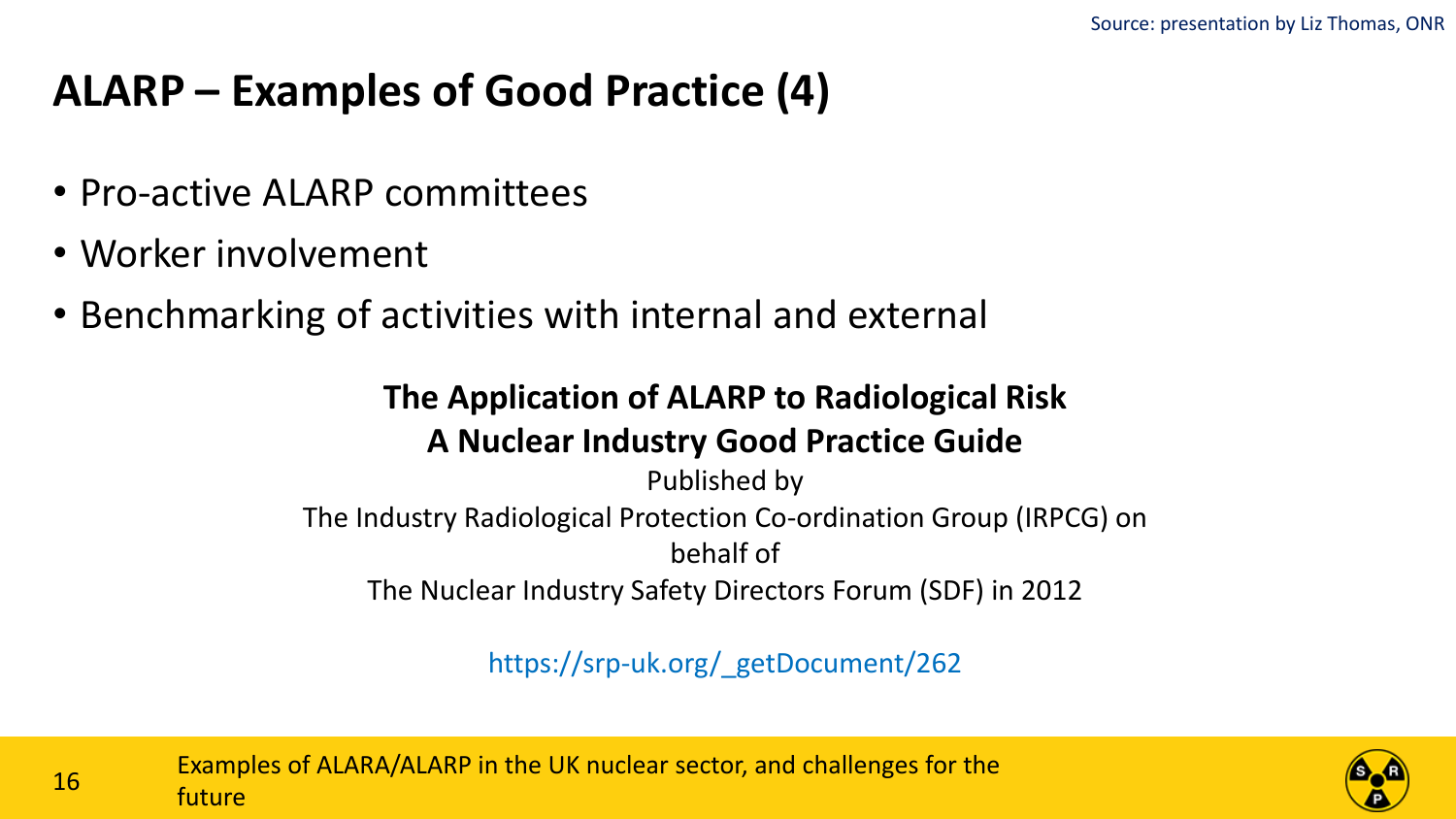Source: presentation by Liz Thomas, ONR

# ALARP – Examples of Good Practice (4)

- Pro-active ALARP committees
- Worker involvement
- Benchmarking of activities with internal and external

**The Application of ALARP to Radiological Risk**
**A Nuclear Industry Good Practice Guide**

Published by
The Industry Radiological Protection Co-ordination Group (IRPCG) on behalf of
The Nuclear Industry Safety Directors Forum (SDF) in 2012

https://srp-uk.org/_getDocument/262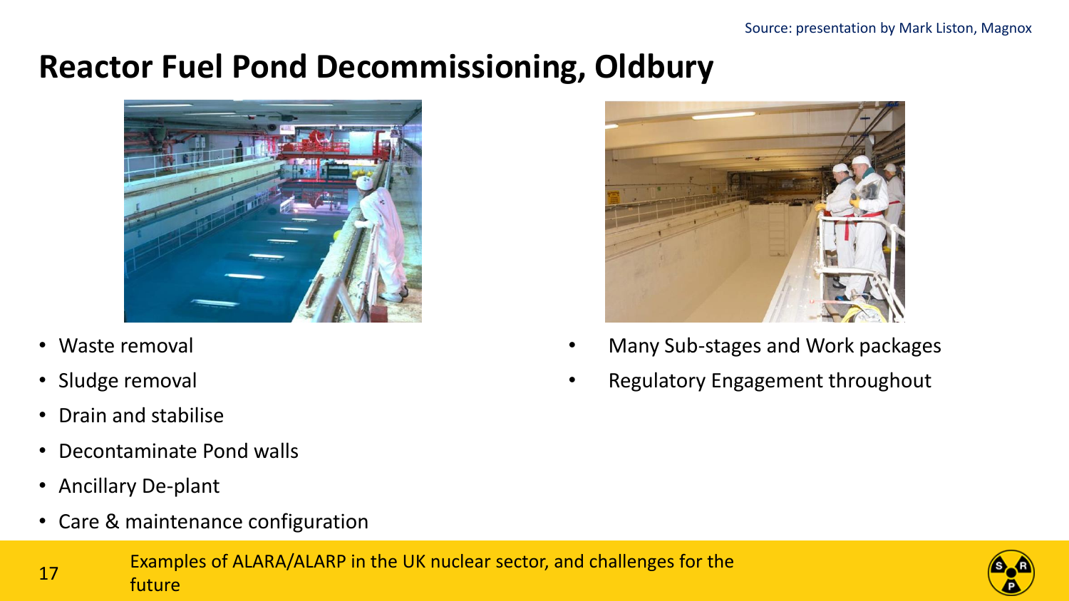Source: presentation by Mark Liston, Magnox

# Reactor Fuel Pond Decommissioning, Oldbury

- Waste removal
- Sludge removal
- Drain and stabilise
- Decontaminate Pond walls
- Ancillary De-plant
- Care & maintenance configuration

- Many Sub-stages and Work packages
- Regulatory Engagement throughout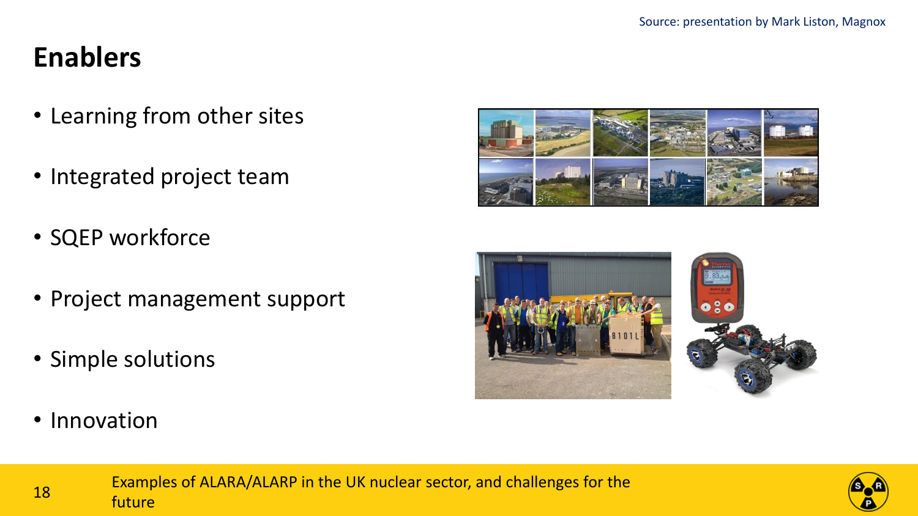Source: presentation by Mark Liston, Magnox

# Enablers

- Learning from other sites
- Integrated project team
- SQEP workforce
- Project management support
- Simple solutions
- Innovation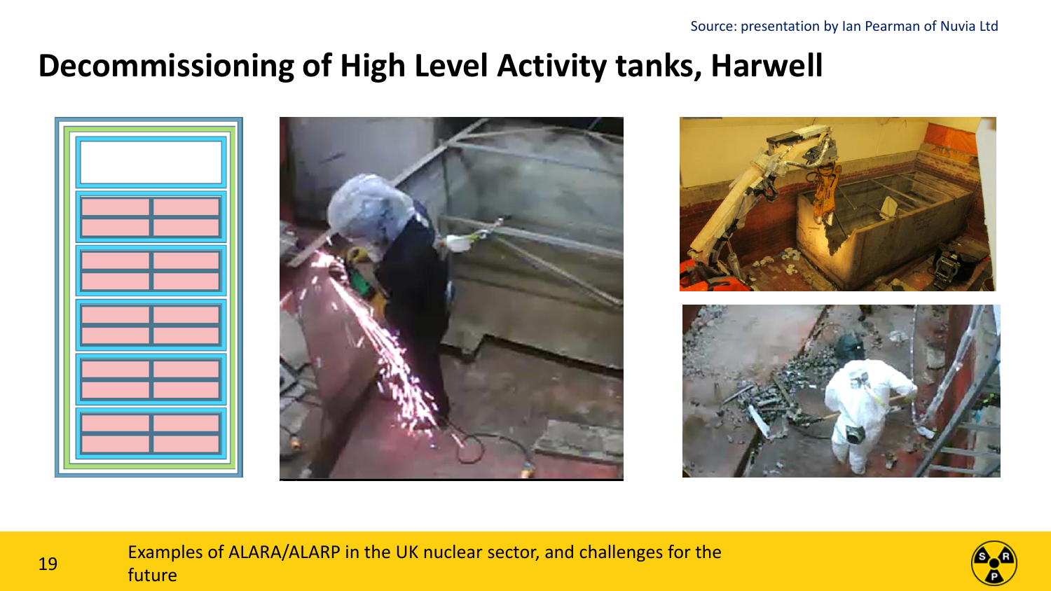Source: presentation by Ian Pearman of Nuvia Ltd

# Decommissioning of High Level Activity tanks, Harwell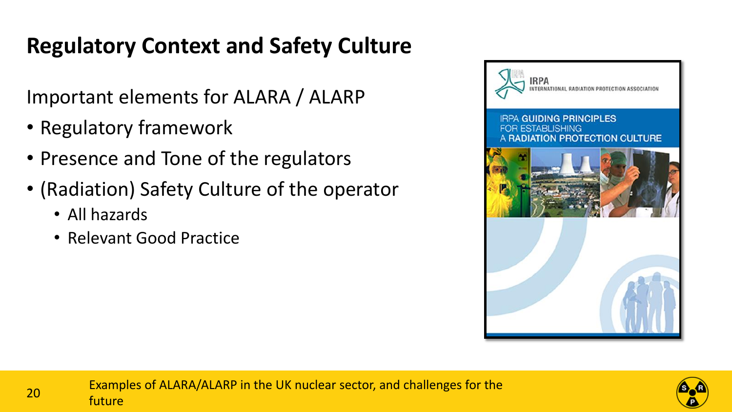# Regulatory Context and Safety Culture

Important elements for ALARA / ALARP

- Regulatory framework
- Presence and Tone of the regulators
- (Radiation) Safety Culture of the operator
  - All hazards
  - Relevant Good Practice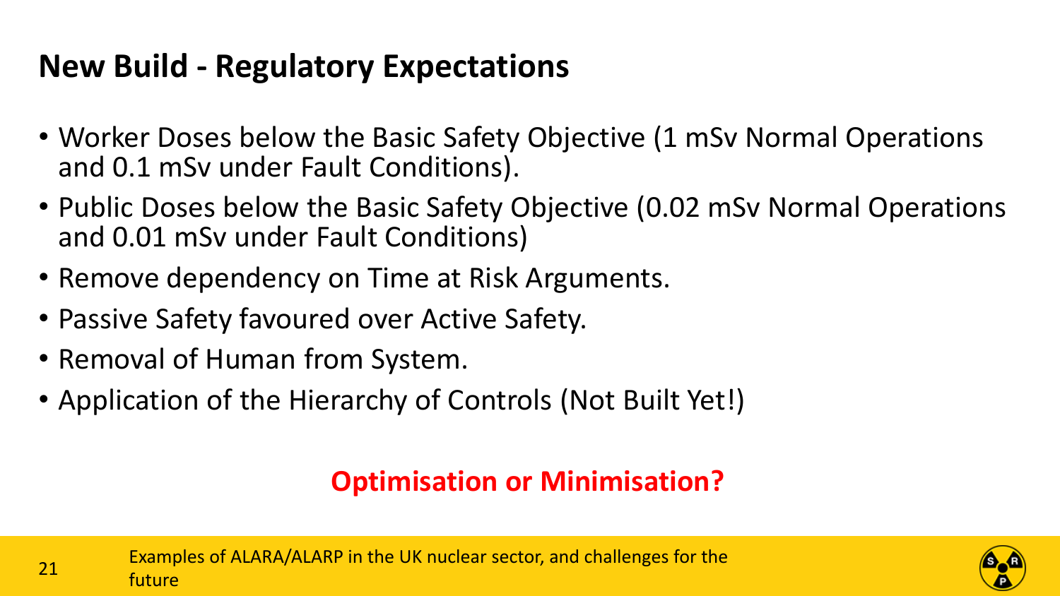## New Build - Regulatory Expectations

- Worker Doses below the Basic Safety Objective (1 mSv Normal Operations and 0.1 mSv under Fault Conditions).
- Public Doses below the Basic Safety Objective (0.02 mSv Normal Operations and 0.01 mSv under Fault Conditions)
- Remove dependency on Time at Risk Arguments.
- Passive Safety favoured over Active Safety.
- Removal of Human from System.
- Application of the Hierarchy of Controls (Not Built Yet!)

**Optimisation or Minimisation?**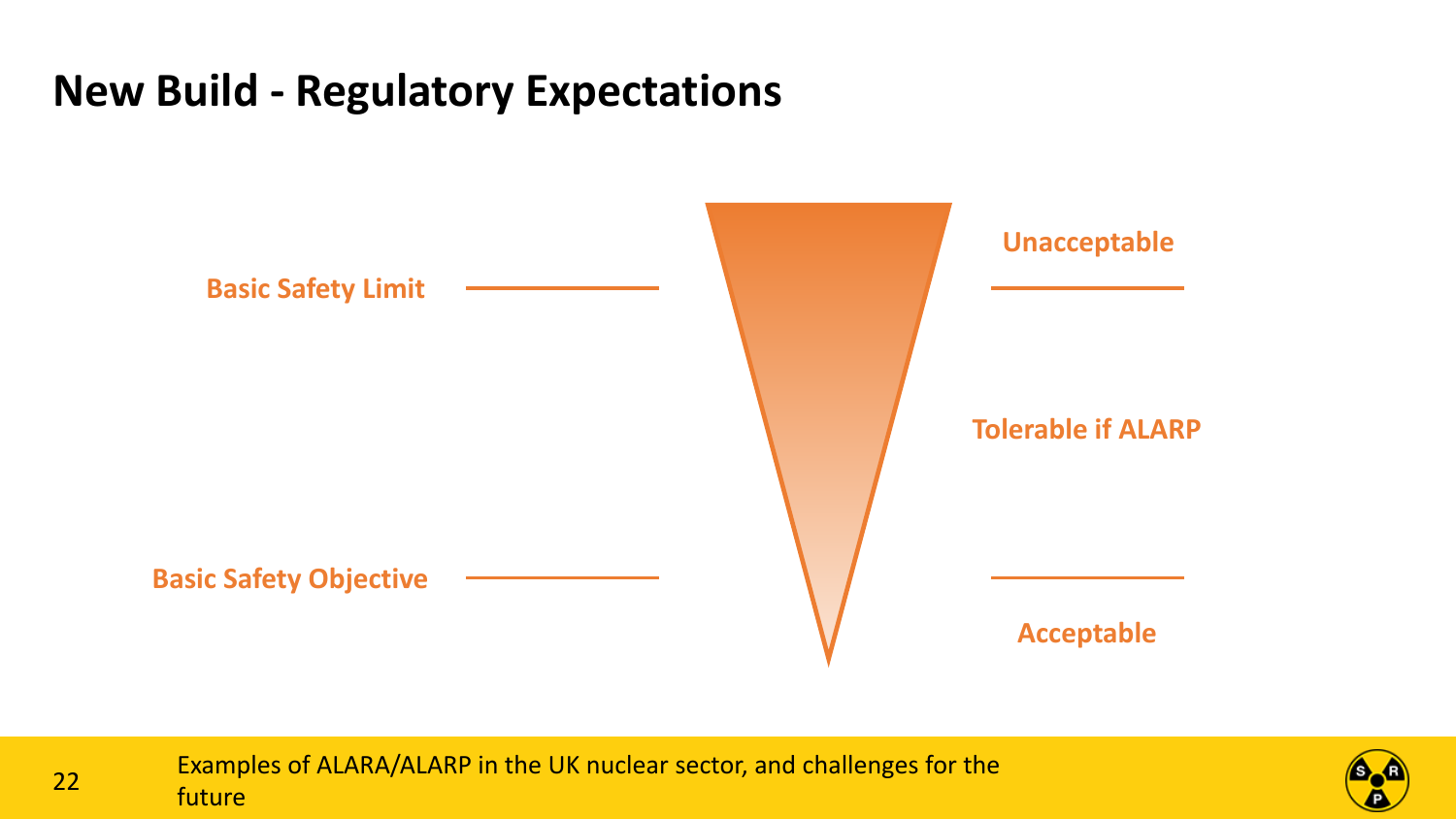# New Build - Regulatory Expectations

Basic Safety Limit

Basic Safety Objective

Unacceptable

Tolerable if ALARP

Acceptable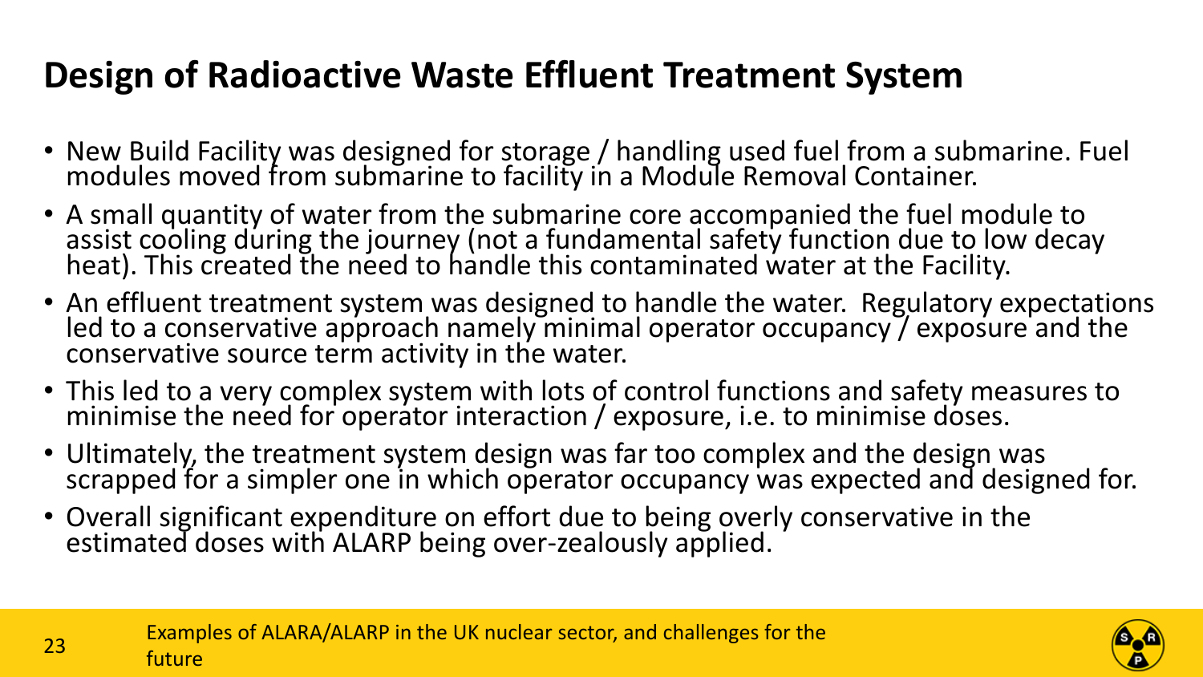# Design of Radioactive Waste Effluent Treatment System

- New Build Facility was designed for storage / handling used fuel from a submarine. Fuel modules moved from submarine to facility in a Module Removal Container.
- A small quantity of water from the submarine core accompanied the fuel module to assist cooling during the journey (not a fundamental safety function due to low decay heat). This created the need to handle this contaminated water at the Facility.
- An effluent treatment system was designed to handle the water. Regulatory expectations led to a conservative approach namely minimal operator occupancy / exposure and the conservative source term activity in the water.
- This led to a very complex system with lots of control functions and safety measures to minimise the need for operator interaction / exposure, i.e. to minimise doses.
- Ultimately, the treatment system design was far too complex and the design was scrapped for a simpler one in which operator occupancy was expected and designed for.
- Overall significant expenditure on effort due to being overly conservative in the estimated doses with ALARP being over-zealously applied.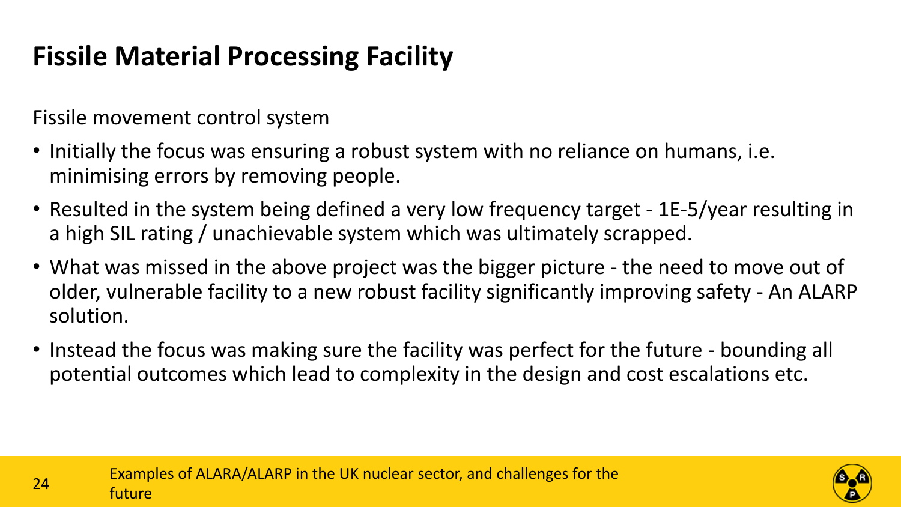# Fissile Material Processing Facility

Fissile movement control system

- Initially the focus was ensuring a robust system with no reliance on humans, i.e. minimising errors by removing people.
- Resulted in the system being defined a very low frequency target - 1E-5/year resulting in a high SIL rating / unachievable system which was ultimately scrapped.
- What was missed in the above project was the bigger picture - the need to move out of older, vulnerable facility to a new robust facility significantly improving safety - An ALARP solution.
- Instead the focus was making sure the facility was perfect for the future - bounding all potential outcomes which lead to complexity in the design and cost escalations etc.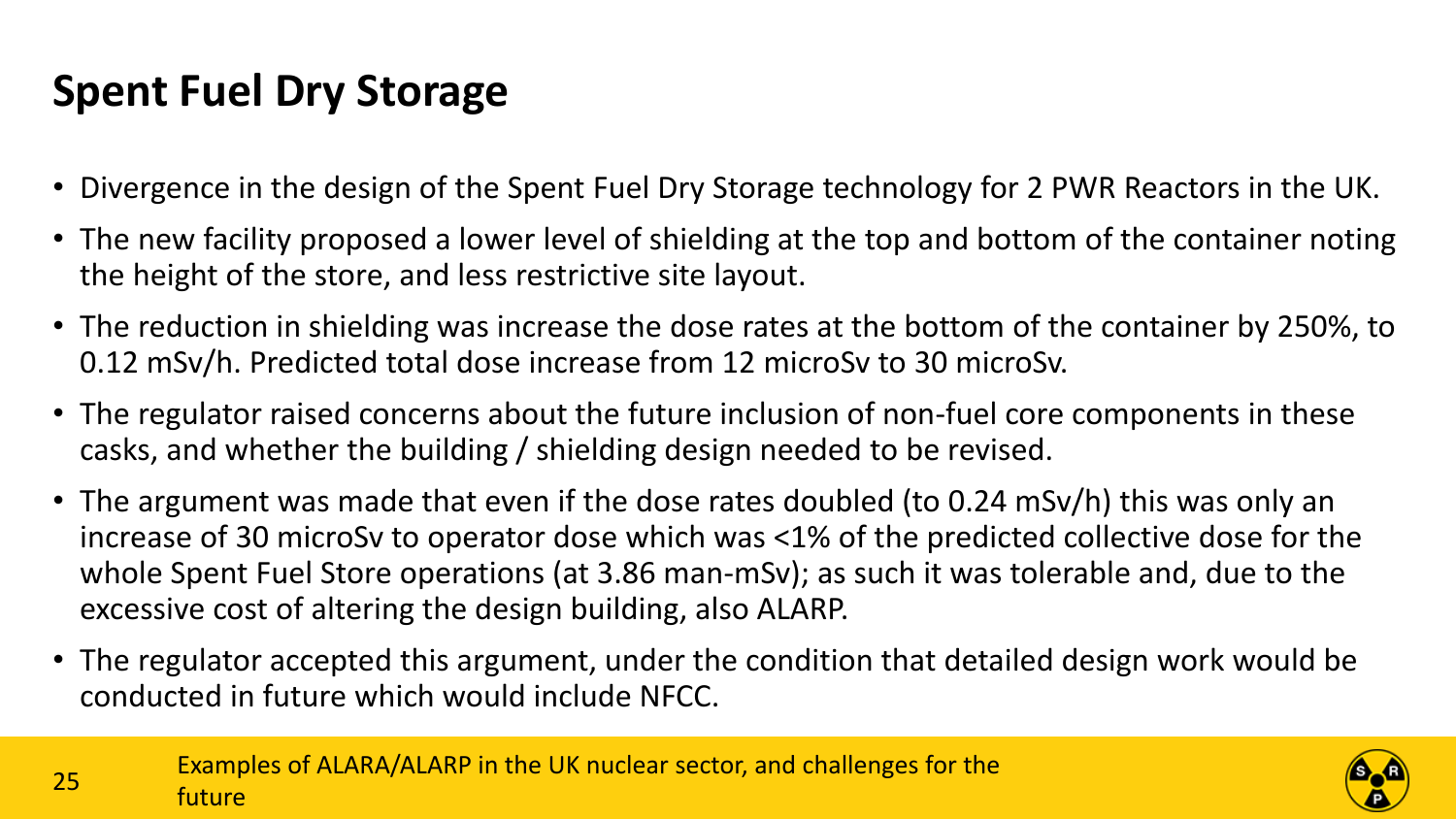# Spent Fuel Dry Storage

- Divergence in the design of the Spent Fuel Dry Storage technology for 2 PWR Reactors in the UK.
- The new facility proposed a lower level of shielding at the top and bottom of the container noting the height of the store, and less restrictive site layout.
- The reduction in shielding was increase the dose rates at the bottom of the container by 250%, to 0.12 mSv/h. Predicted total dose increase from 12 microSv to 30 microSv.
- The regulator raised concerns about the future inclusion of non-fuel core components in these casks, and whether the building / shielding design needed to be revised.
- The argument was made that even if the dose rates doubled (to 0.24 mSv/h) this was only an increase of 30 microSv to operator dose which was <1% of the predicted collective dose for the whole Spent Fuel Store operations (at 3.86 man-mSv); as such it was tolerable and, due to the excessive cost of altering the design building, also ALARP.
- The regulator accepted this argument, under the condition that detailed design work would be conducted in future which would include NFCC.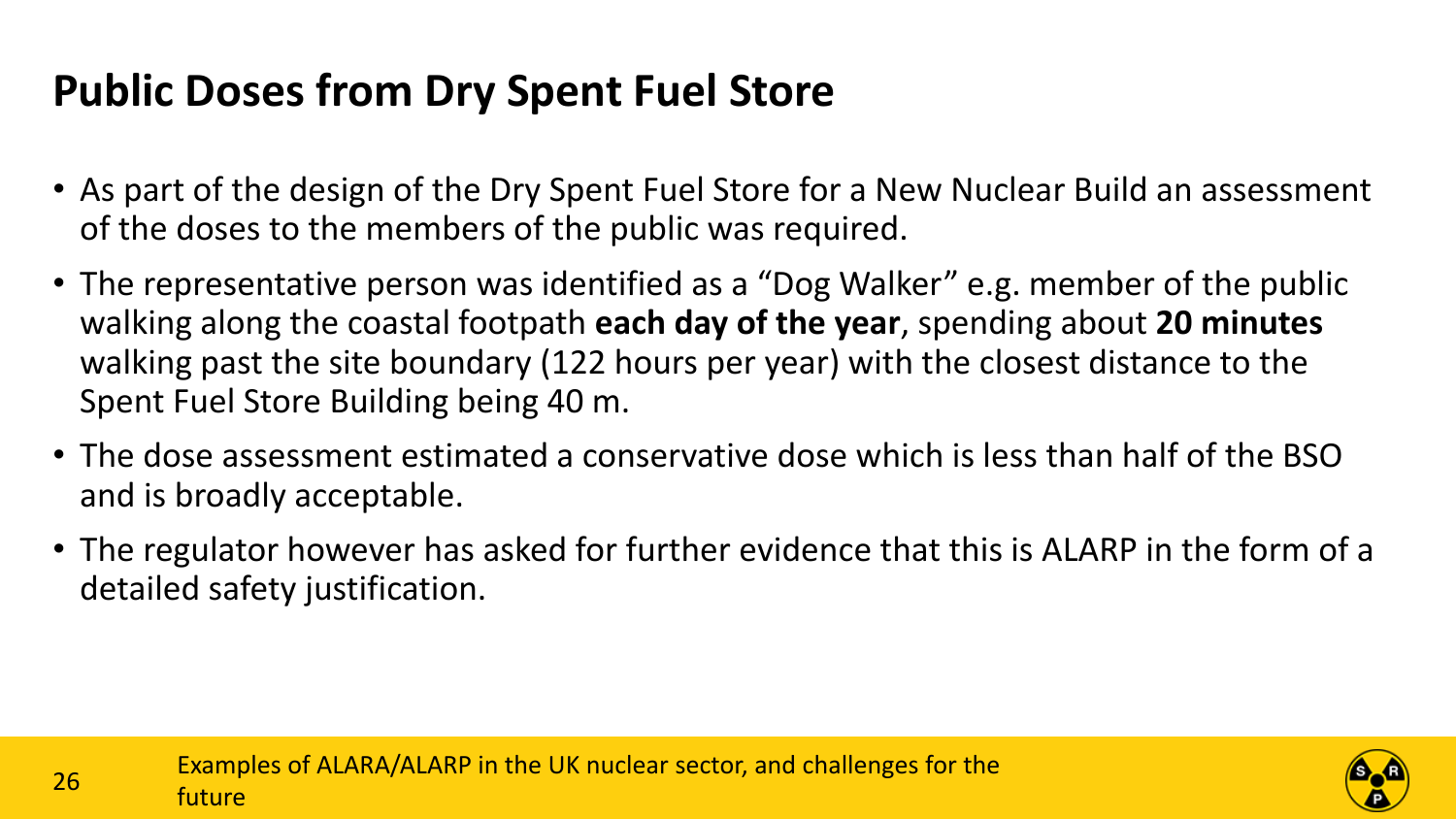# Public Doses from Dry Spent Fuel Store

- As part of the design of the Dry Spent Fuel Store for a New Nuclear Build an assessment of the doses to the members of the public was required.
- The representative person was identified as a "Dog Walker" e.g. member of the public walking along the coastal footpath **each day of the year**, spending about **20 minutes** walking past the site boundary (122 hours per year) with the closest distance to the Spent Fuel Store Building being 40 m.
- The dose assessment estimated a conservative dose which is less than half of the BSO and is broadly acceptable.
- The regulator however has asked for further evidence that this is ALARP in the form of a detailed safety justification.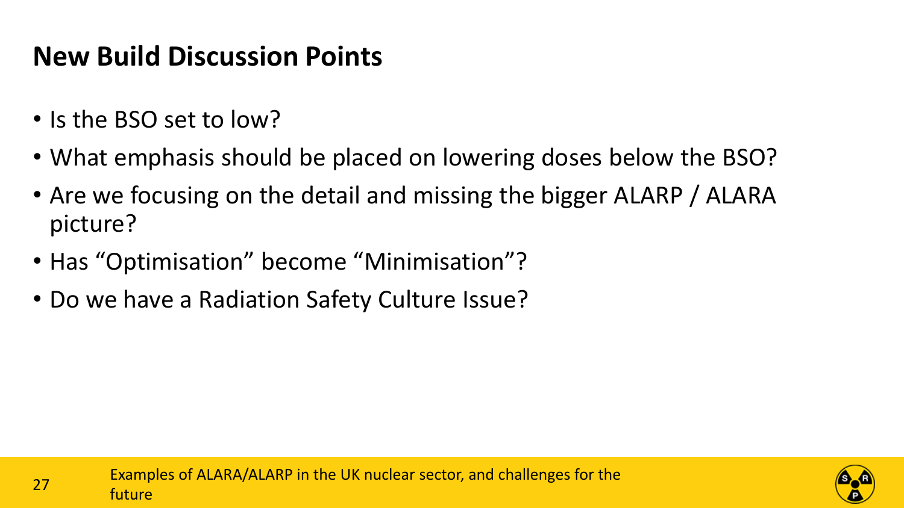## New Build Discussion Points

- Is the BSO set to low?
- What emphasis should be placed on lowering doses below the BSO?
- Are we focusing on the detail and missing the bigger ALARP / ALARA picture?
- Has "Optimisation" become "Minimisation"?
- Do we have a Radiation Safety Culture Issue?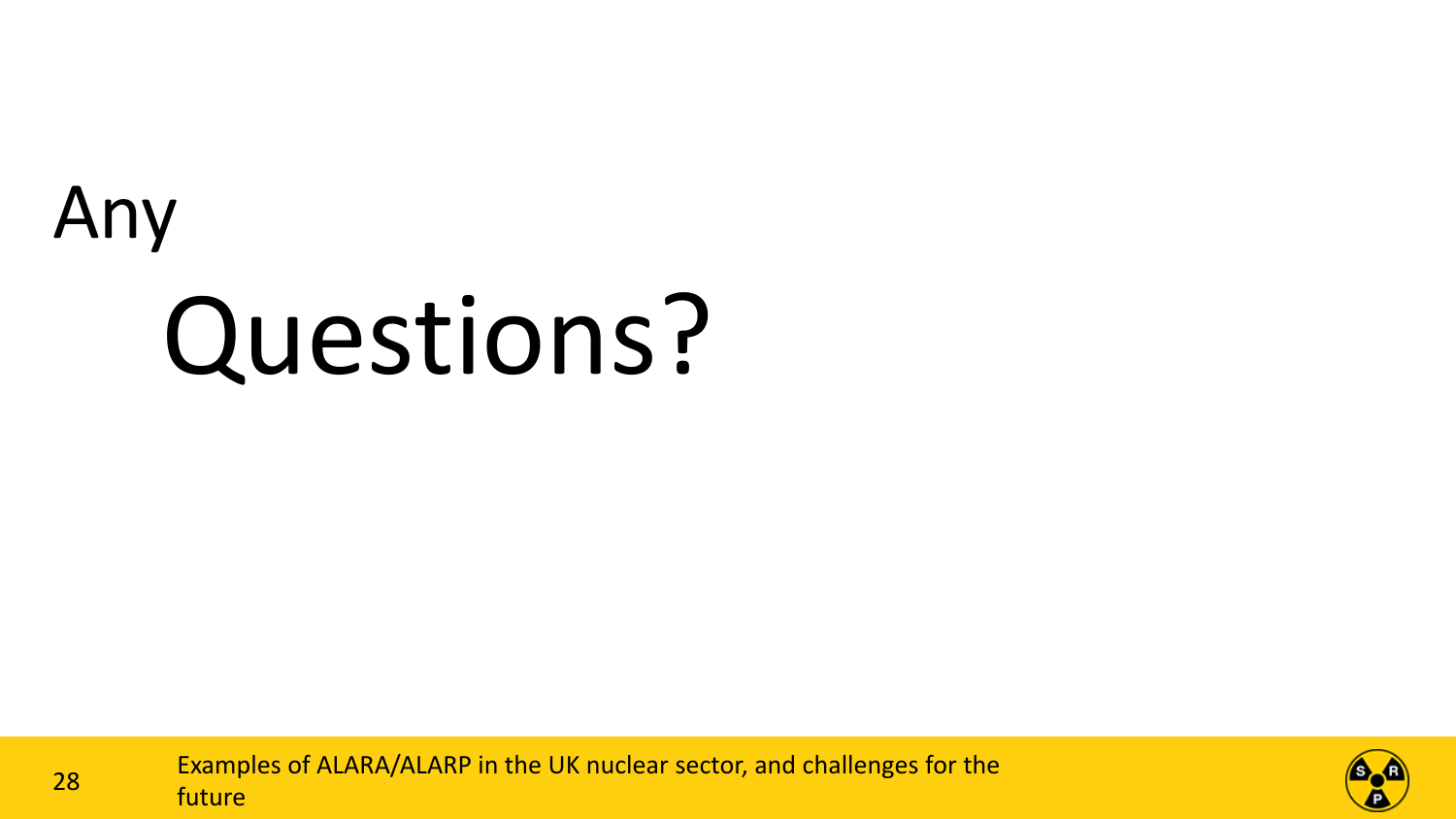# Any Questions?